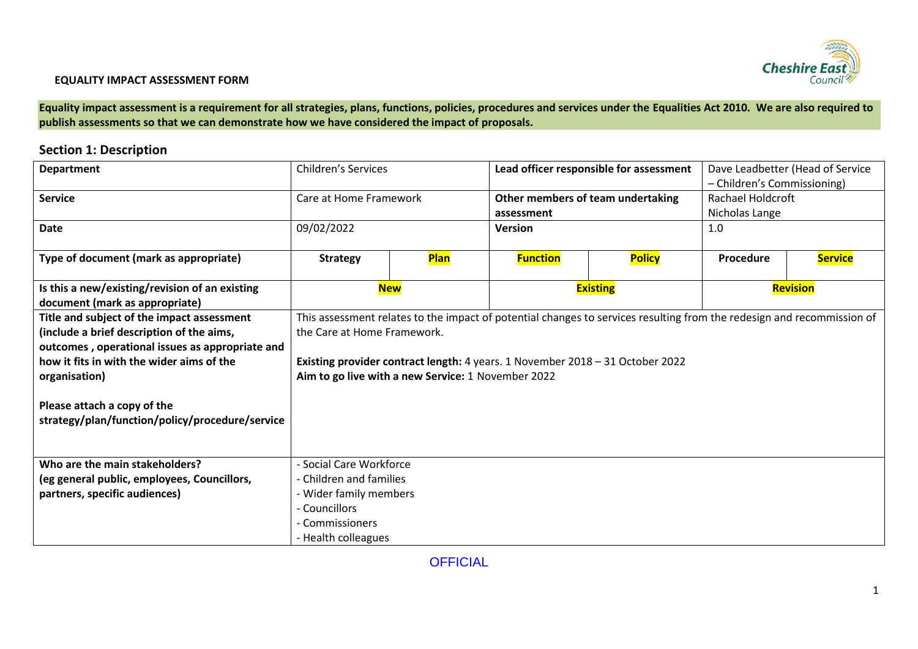**EQUALITY IMPACT ASSESSMENT FORM**

**Equality impact assessment is a requirement for all strategies, plans, functions, policies, procedures and services under the Equalities Act 2010. We are also required to publish assessments so that we can demonstrate how we have considered the impact of proposals.**

## Section 1: Description

| **Department** | Children's Services | | **Lead officer responsible for assessment** | | Dave Leadbetter (Head of Service – Children's Commissioning) | |
|---|---|---|---|---|---|---|
| **Service** | Care at Home Framework | | **Other members of team undertaking assessment** | | Rachael Holdcroft<br>Nicholas Lange | |
| **Date** | 09/02/2022 | | **Version** | | 1.0 | |
| **Type of document (mark as appropriate)** | **Strategy** | **Plan** | **Function** | **Policy** | **Procedure** | **Service** |
| **Is this a new/existing/revision of an existing document (mark as appropriate)** | **New** | | **Existing** | | **Revision** | |
| **Title and subject of the impact assessment (include a brief description of the aims, outcomes , operational issues as appropriate and how it fits in with the wider aims of the organisation)**<br><br>**Please attach a copy of the strategy/plan/function/policy/procedure/service** | This assessment relates to the impact of potential changes to services resulting from the redesign and recommission of the Care at Home Framework.<br><br>**Existing provider contract length:** 4 years. 1 November 2018 – 31 October 2022<br>**Aim to go live with a new Service:** 1 November 2022 | | | | | |
| **Who are the main stakeholders? (eg general public, employees, Councillors, partners, specific audiences)** | - Social Care Workforce<br>- Children and families<br>- Wider family members<br>- Councillors<br>- Commissioners<br>- Health colleagues | | | | | |

OFFICIAL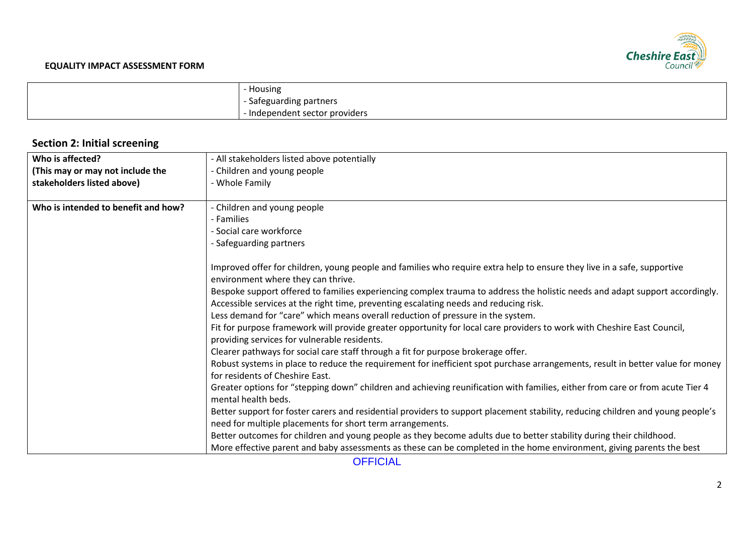**EQUALITY IMPACT ASSESSMENT FORM**

| | |
|---|---|
| | - Housing<br>- Safeguarding partners<br>- Independent sector providers |

## Section 2: Initial screening

| | |
|---|---|
| **Who is affected?**<br>**(This may or may not include the stakeholders listed above)** | - All stakeholders listed above potentially<br>- Children and young people<br>- Whole Family |
| **Who is intended to benefit and how?** | - Children and young people<br>- Families<br>- Social care workforce<br>- Safeguarding partners<br><br>Improved offer for children, young people and families who require extra help to ensure they live in a safe, supportive environment where they can thrive.<br>Bespoke support offered to families experiencing complex trauma to address the holistic needs and adapt support accordingly.<br>Accessible services at the right time, preventing escalating needs and reducing risk.<br>Less demand for "care" which means overall reduction of pressure in the system.<br>Fit for purpose framework will provide greater opportunity for local care providers to work with Cheshire East Council, providing services for vulnerable residents.<br>Clearer pathways for social care staff through a fit for purpose brokerage offer.<br>Robust systems in place to reduce the requirement for inefficient spot purchase arrangements, result in better value for money for residents of Cheshire East.<br>Greater options for "stepping down" children and achieving reunification with families, either from care or from acute Tier 4 mental health beds.<br>Better support for foster carers and residential providers to support placement stability, reducing children and young people's need for multiple placements for short term arrangements.<br>Better outcomes for children and young people as they become adults due to better stability during their childhood.<br>More effective parent and baby assessments as these can be completed in the home environment, giving parents the best |

OFFICIAL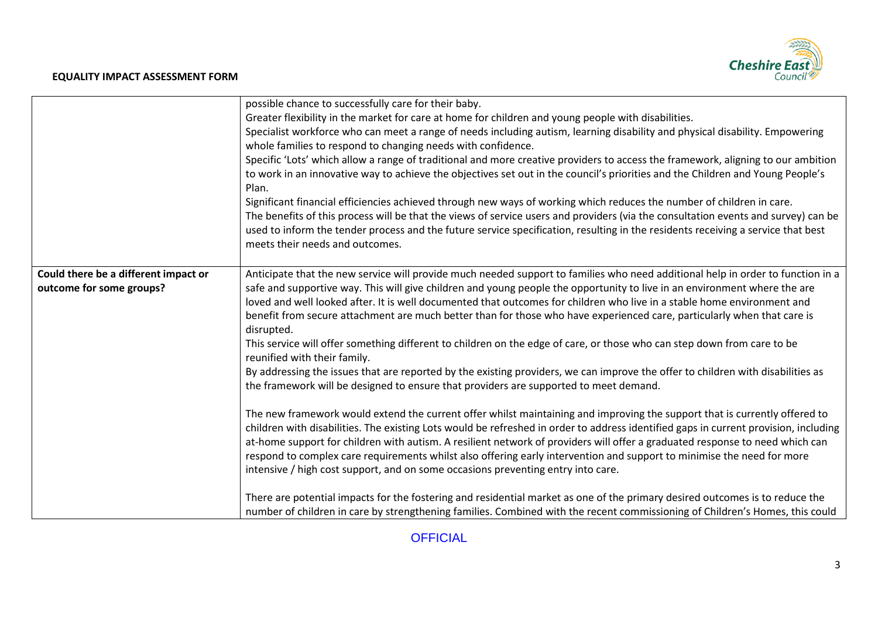| | |
|---|---|
| | possible chance to successfully care for their baby.<br>Greater flexibility in the market for care at home for children and young people with disabilities.<br>Specialist workforce who can meet a range of needs including autism, learning disability and physical disability. Empowering whole families to respond to changing needs with confidence.<br>Specific 'Lots' which allow a range of traditional and more creative providers to access the framework, aligning to our ambition to work in an innovative way to achieve the objectives set out in the council's priorities and the Children and Young People's Plan.<br>Significant financial efficiencies achieved through new ways of working which reduces the number of children in care.<br>The benefits of this process will be that the views of service users and providers (via the consultation events and survey) can be used to inform the tender process and the future service specification, resulting in the residents receiving a service that best meets their needs and outcomes. |
| **Could there be a different impact or outcome for some groups?** | Anticipate that the new service will provide much needed support to families who need additional help in order to function in a safe and supportive way. This will give children and young people the opportunity to live in an environment where the are loved and well looked after. It is well documented that outcomes for children who live in a stable home environment and benefit from secure attachment are much better than for those who have experienced care, particularly when that care is disrupted.<br>This service will offer something different to children on the edge of care, or those who can step down from care to be reunified with their family.<br>By addressing the issues that are reported by the existing providers, we can improve the offer to children with disabilities as the framework will be designed to ensure that providers are supported to meet demand.<br><br>The new framework would extend the current offer whilst maintaining and improving the support that is currently offered to children with disabilities. The existing Lots would be refreshed in order to address identified gaps in current provision, including at-home support for children with autism. A resilient network of providers will offer a graduated response to need which can respond to complex care requirements whilst also offering early intervention and support to minimise the need for more intensive / high cost support, and on some occasions preventing entry into care.<br><br>There are potential impacts for the fostering and residential market as one of the primary desired outcomes is to reduce the number of children in care by strengthening families. Combined with the recent commissioning of Children's Homes, this could |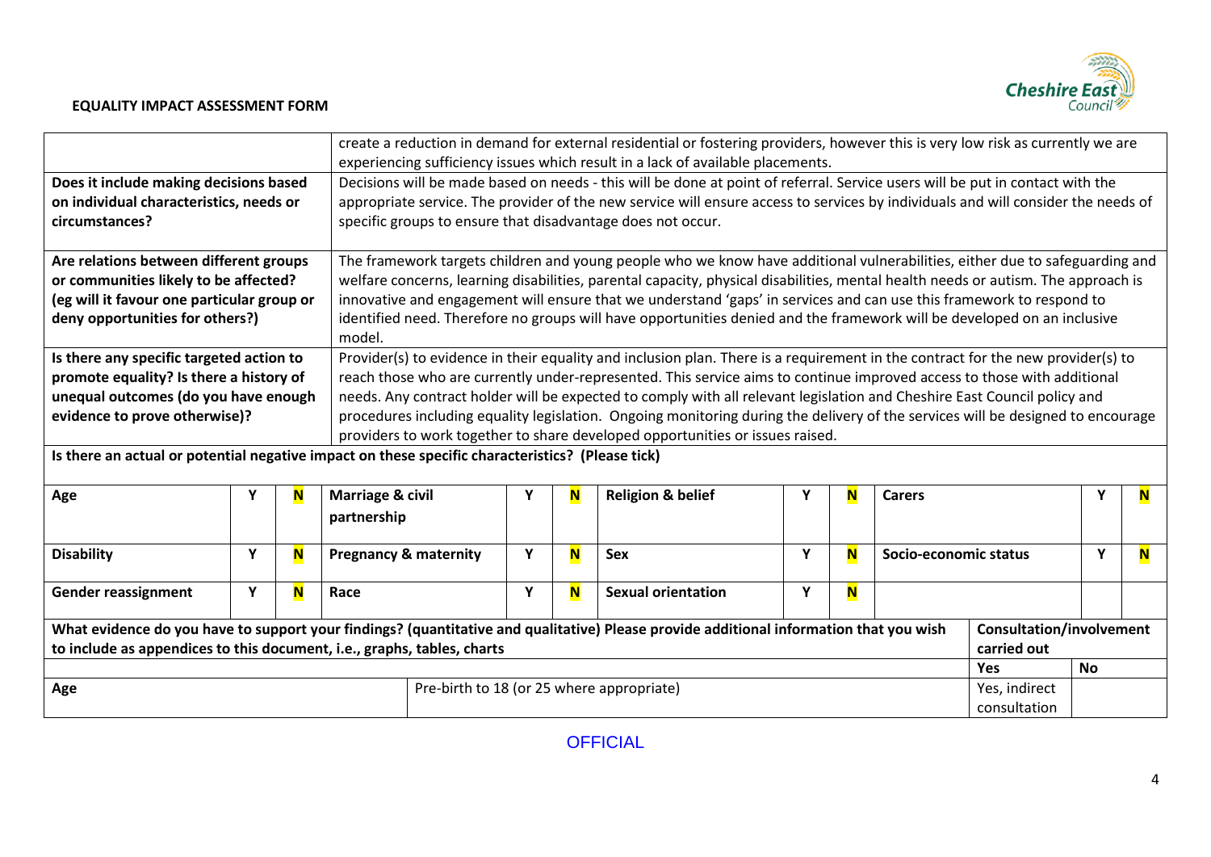**EQUALITY IMPACT ASSESSMENT FORM**

| | |
|---|---|
| | create a reduction in demand for external residential or fostering providers, however this is very low risk as currently we are experiencing sufficiency issues which result in a lack of available placements. |
| **Does it include making decisions based on individual characteristics, needs or circumstances?** | Decisions will be made based on needs - this will be done at point of referral. Service users will be put in contact with the appropriate service. The provider of the new service will ensure access to services by individuals and will consider the needs of specific groups to ensure that disadvantage does not occur. |
| **Are relations between different groups or communities likely to be affected? (eg will it favour one particular group or deny opportunities for others?)** | The framework targets children and young people who we know have additional vulnerabilities, either due to safeguarding and welfare concerns, learning disabilities, parental capacity, physical disabilities, mental health needs or autism. The approach is innovative and engagement will ensure that we understand 'gaps' in services and can use this framework to respond to identified need. Therefore no groups will have opportunities denied and the framework will be developed on an inclusive model. |
| **Is there any specific targeted action to promote equality? Is there a history of unequal outcomes (do you have enough evidence to prove otherwise)?** | Provider(s) to evidence in their equality and inclusion plan. There is a requirement in the contract for the new provider(s) to reach those who are currently under-represented. This service aims to continue improved access to those with additional needs. Any contract holder will be expected to comply with all relevant legislation and Cheshire East Council policy and procedures including equality legislation. Ongoing monitoring during the delivery of the services will be designed to encourage providers to work together to share developed opportunities or issues raised. |

**Is there an actual or potential negative impact on these specific characteristics? (Please tick)**

| | | | | | | | | | | | |
|---|---|---|---|---|---|---|---|---|---|---|---|
| **Age** | Y | **N** | **Marriage & civil partnership** | Y | **N** | **Religion & belief** | Y | **N** | **Carers** | Y | **N** |
| **Disability** | Y | **N** | **Pregnancy & maternity** | Y | **N** | **Sex** | Y | **N** | **Socio-economic status** | Y | **N** |
| **Gender reassignment** | Y | **N** | **Race** | Y | **N** | **Sexual orientation** | Y | **N** | | | |

| **What evidence do you have to support your findings? (quantitative and qualitative) Please provide additional information that you wish to include as appendices to this document, i.e., graphs, tables, charts** | | **Consultation/involvement carried out** | |
|---|---|---|---|
| | | **Yes** | **No** |
| **Age** | Pre-birth to 18 (or 25 where appropriate) | Yes, indirect consultation | |

OFFICIAL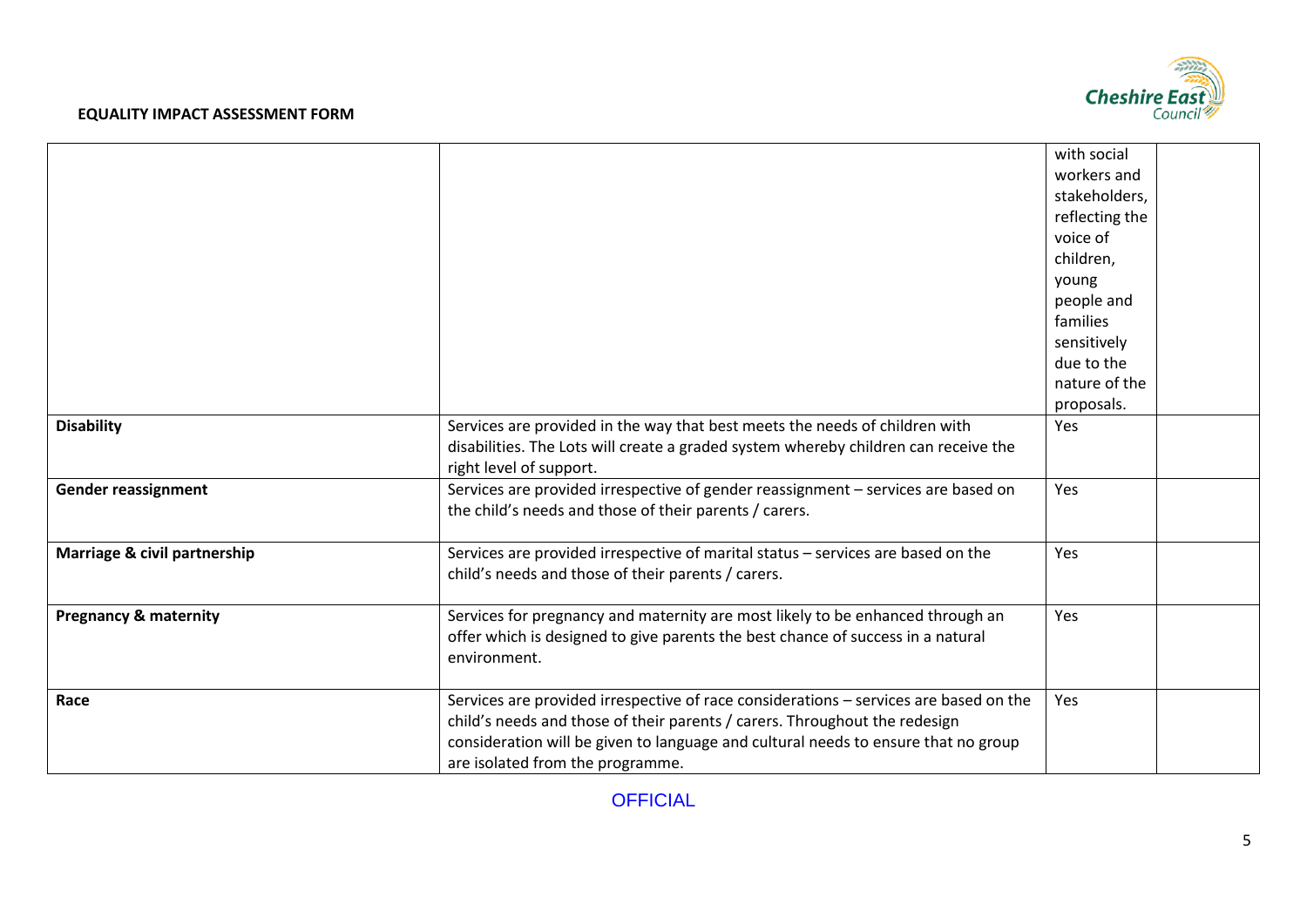| | | | |
|---|---|---|---|
| | | with social workers and stakeholders, reflecting the voice of children, young people and families sensitively due to the nature of the proposals. | |
| **Disability** | Services are provided in the way that best meets the needs of children with disabilities. The Lots will create a graded system whereby children can receive the right level of support. | Yes | |
| **Gender reassignment** | Services are provided irrespective of gender reassignment – services are based on the child's needs and those of their parents / carers. | Yes | |
| **Marriage & civil partnership** | Services are provided irrespective of marital status – services are based on the child's needs and those of their parents / carers. | Yes | |
| **Pregnancy & maternity** | Services for pregnancy and maternity are most likely to be enhanced through an offer which is designed to give parents the best chance of success in a natural environment. | Yes | |
| **Race** | Services are provided irrespective of race considerations – services are based on the child's needs and those of their parents / carers. Throughout the redesign consideration will be given to language and cultural needs to ensure that no group are isolated from the programme. | Yes | |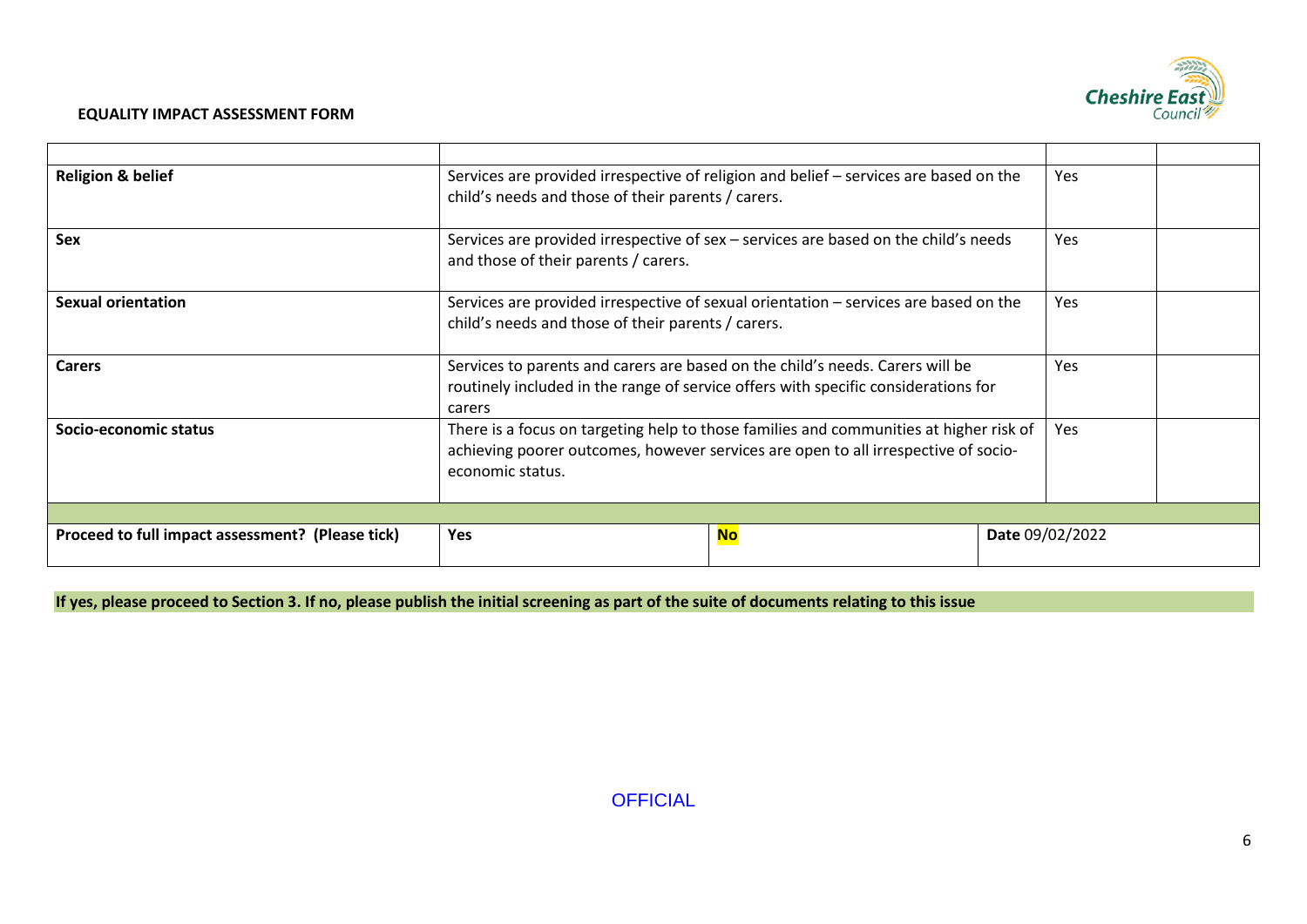**EQUALITY IMPACT ASSESSMENT FORM**

| | | | |
|---|---|---|---|
| **Religion & belief** | Services are provided irrespective of religion and belief – services are based on the child's needs and those of their parents / carers. | Yes | |
| **Sex** | Services are provided irrespective of sex – services are based on the child's needs and those of their parents / carers. | Yes | |
| **Sexual orientation** | Services are provided irrespective of sexual orientation – services are based on the child's needs and those of their parents / carers. | Yes | |
| **Carers** | Services to parents and carers are based on the child's needs. Carers will be routinely included in the range of service offers with specific considerations for carers | Yes | |
| **Socio-economic status** | There is a focus on targeting help to those families and communities at higher risk of achieving poorer outcomes, however services are open to all irrespective of socio-economic status. | Yes | |

| | | | |
|---|---|---|---|
| **Proceed to full impact assessment? (Please tick)** | **Yes** | **No** | **Date** 09/02/2022 |

**If yes, please proceed to Section 3. If no, please publish the initial screening as part of the suite of documents relating to this issue**

OFFICIAL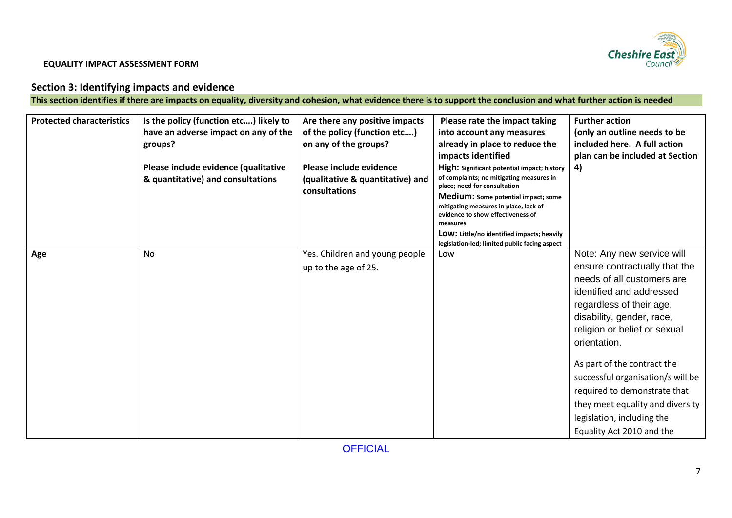**EQUALITY IMPACT ASSESSMENT FORM**

## Section 3: Identifying impacts and evidence

**This section identifies if there are impacts on equality, diversity and cohesion, what evidence there is to support the conclusion and what further action is needed**

| Protected characteristics | Is the policy (function etc….) likely to have an adverse impact on any of the groups?<br><br>Please include evidence (qualitative & quantitative) and consultations | Are there any positive impacts of the policy (function etc….) on any of the groups?<br><br>Please include evidence (qualitative & quantitative) and consultations | Please rate the impact taking into account any measures already in place to reduce the impacts identified<br>**High:** Significant potential impact; history of complaints; no mitigating measures in place; need for consultation<br>**Medium:** Some potential impact; some mitigating measures in place, lack of evidence to show effectiveness of measures<br>**Low:** Little/no identified impacts; heavily legislation-led; limited public facing aspect | Further action<br>(only an outline needs to be included here. A full action plan can be included at Section 4) |
|---|---|---|---|---|
| **Age** | No | Yes. Children and young people up to the age of 25. | Low | Note: Any new service will ensure contractually that the needs of all customers are identified and addressed regardless of their age, disability, gender, race, religion or belief or sexual orientation.<br><br>As part of the contract the successful organisation/s will be required to demonstrate that they meet equality and diversity legislation, including the Equality Act 2010 and the |

OFFICIAL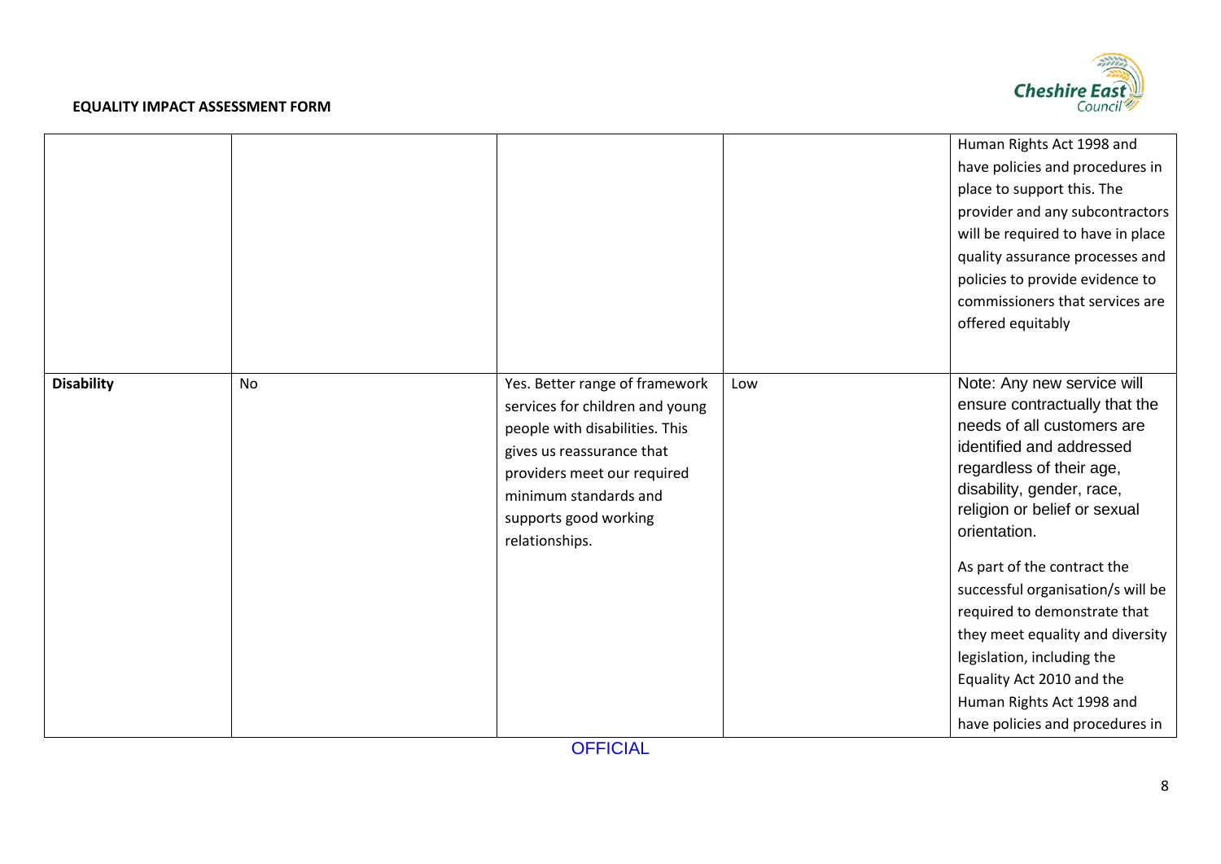**EQUALITY IMPACT ASSESSMENT FORM**

| | | | | |
|---|---|---|---|---|
| | | | | Human Rights Act 1998 and have policies and procedures in place to support this. The provider and any subcontractors will be required to have in place quality assurance processes and policies to provide evidence to commissioners that services are offered equitably |
| **Disability** | No | Yes. Better range of framework services for children and young people with disabilities. This gives us reassurance that providers meet our required minimum standards and supports good working relationships. | Low | Note: Any new service will ensure contractually that the needs of all customers are identified and addressed regardless of their age, disability, gender, race, religion or belief or sexual orientation.<br><br>As part of the contract the successful organisation/s will be required to demonstrate that they meet equality and diversity legislation, including the Equality Act 2010 and the Human Rights Act 1998 and have policies and procedures in |

OFFICIAL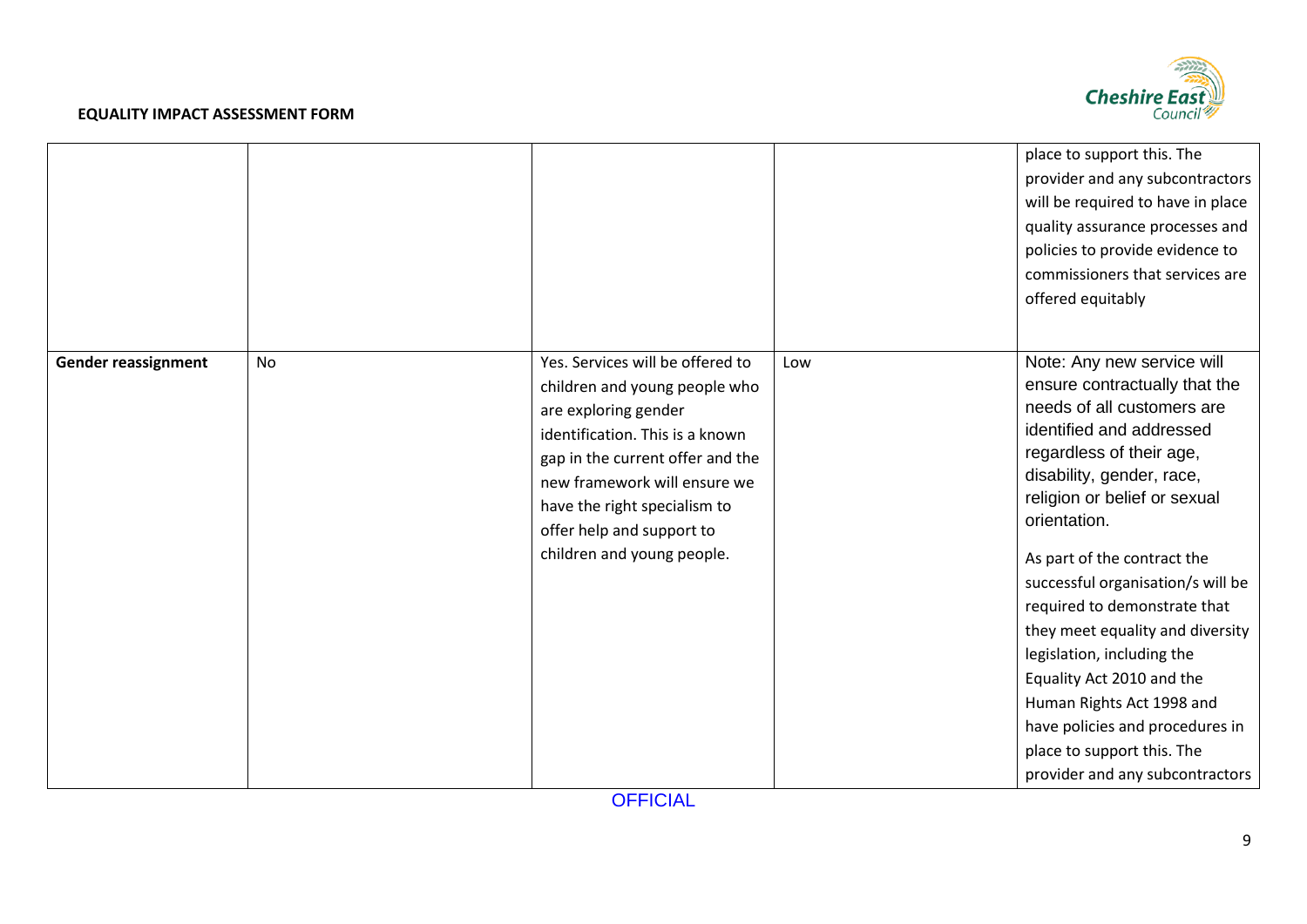**EQUALITY IMPACT ASSESSMENT FORM**

| | | | | |
|---|---|---|---|---|
| | | | | place to support this. The provider and any subcontractors will be required to have in place quality assurance processes and policies to provide evidence to commissioners that services are offered equitably |
| **Gender reassignment** | No | Yes. Services will be offered to children and young people who are exploring gender identification. This is a known gap in the current offer and the new framework will ensure we have the right specialism to offer help and support to children and young people. | Low | Note: Any new service will ensure contractually that the needs of all customers are identified and addressed regardless of their age, disability, gender, race, religion or belief or sexual orientation.<br><br>As part of the contract the successful organisation/s will be required to demonstrate that they meet equality and diversity legislation, including the Equality Act 2010 and the Human Rights Act 1998 and have policies and procedures in place to support this. The provider and any subcontractors |

OFFICIAL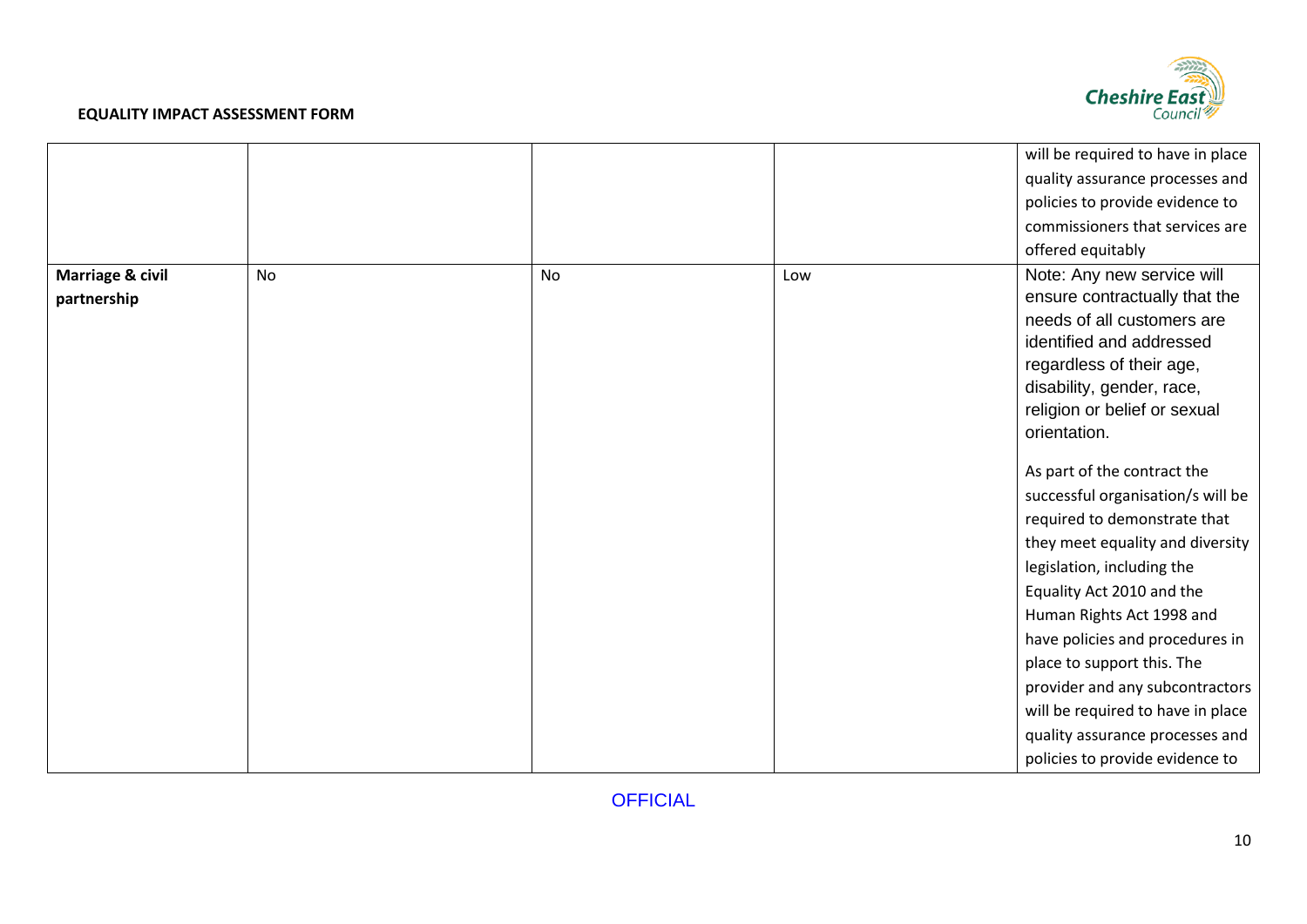**EQUALITY IMPACT ASSESSMENT FORM**

| | | | | |
|---|---|---|---|---|
| | | | | will be required to have in place quality assurance processes and policies to provide evidence to commissioners that services are offered equitably |
| **Marriage & civil partnership** | No | No | Low | Note: Any new service will ensure contractually that the needs of all customers are identified and addressed regardless of their age, disability, gender, race, religion or belief or sexual orientation.<br><br>As part of the contract the successful organisation/s will be required to demonstrate that they meet equality and diversity legislation, including the Equality Act 2010 and the Human Rights Act 1998 and have policies and procedures in place to support this. The provider and any subcontractors will be required to have in place quality assurance processes and policies to provide evidence to |

OFFICIAL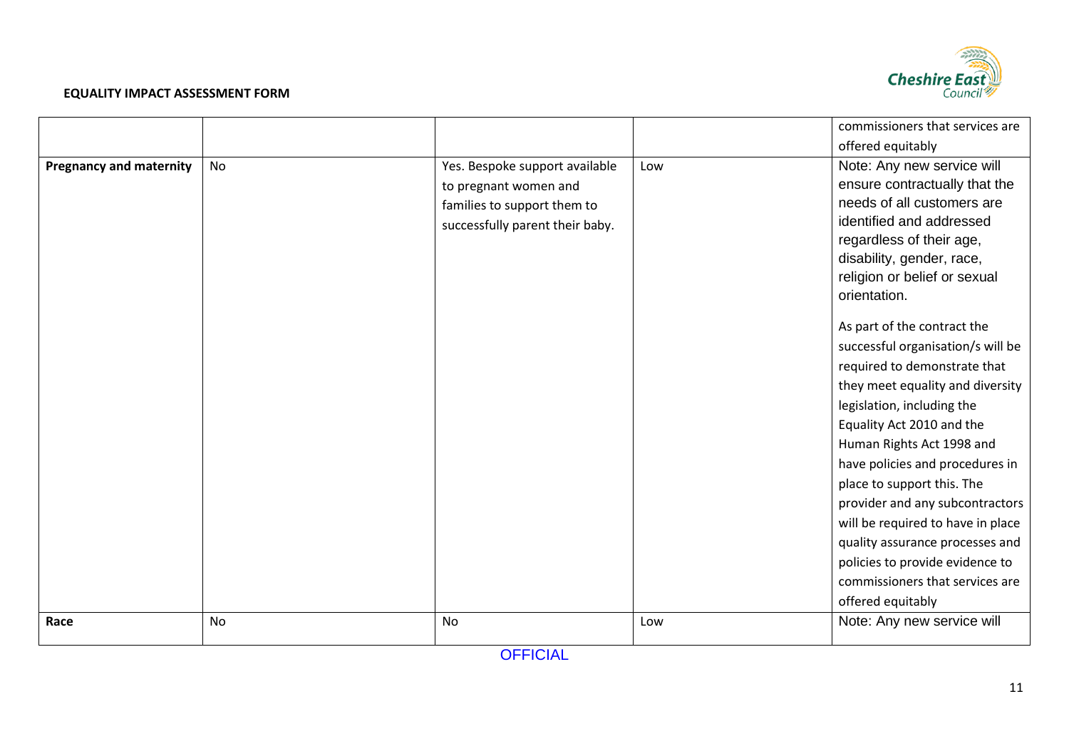**EQUALITY IMPACT ASSESSMENT FORM**

| | | | | |
|---|---|---|---|---|
| | | | | commissioners that services are offered equitably |
| **Pregnancy and maternity** | No | Yes. Bespoke support available to pregnant women and families to support them to successfully parent their baby. | Low | Note: Any new service will ensure contractually that the needs of all customers are identified and addressed regardless of their age, disability, gender, race, religion or belief or sexual orientation.<br><br>As part of the contract the successful organisation/s will be required to demonstrate that they meet equality and diversity legislation, including the Equality Act 2010 and the Human Rights Act 1998 and have policies and procedures in place to support this. The provider and any subcontractors will be required to have in place quality assurance processes and policies to provide evidence to commissioners that services are offered equitably |
| **Race** | No | No | Low | Note: Any new service will |

OFFICIAL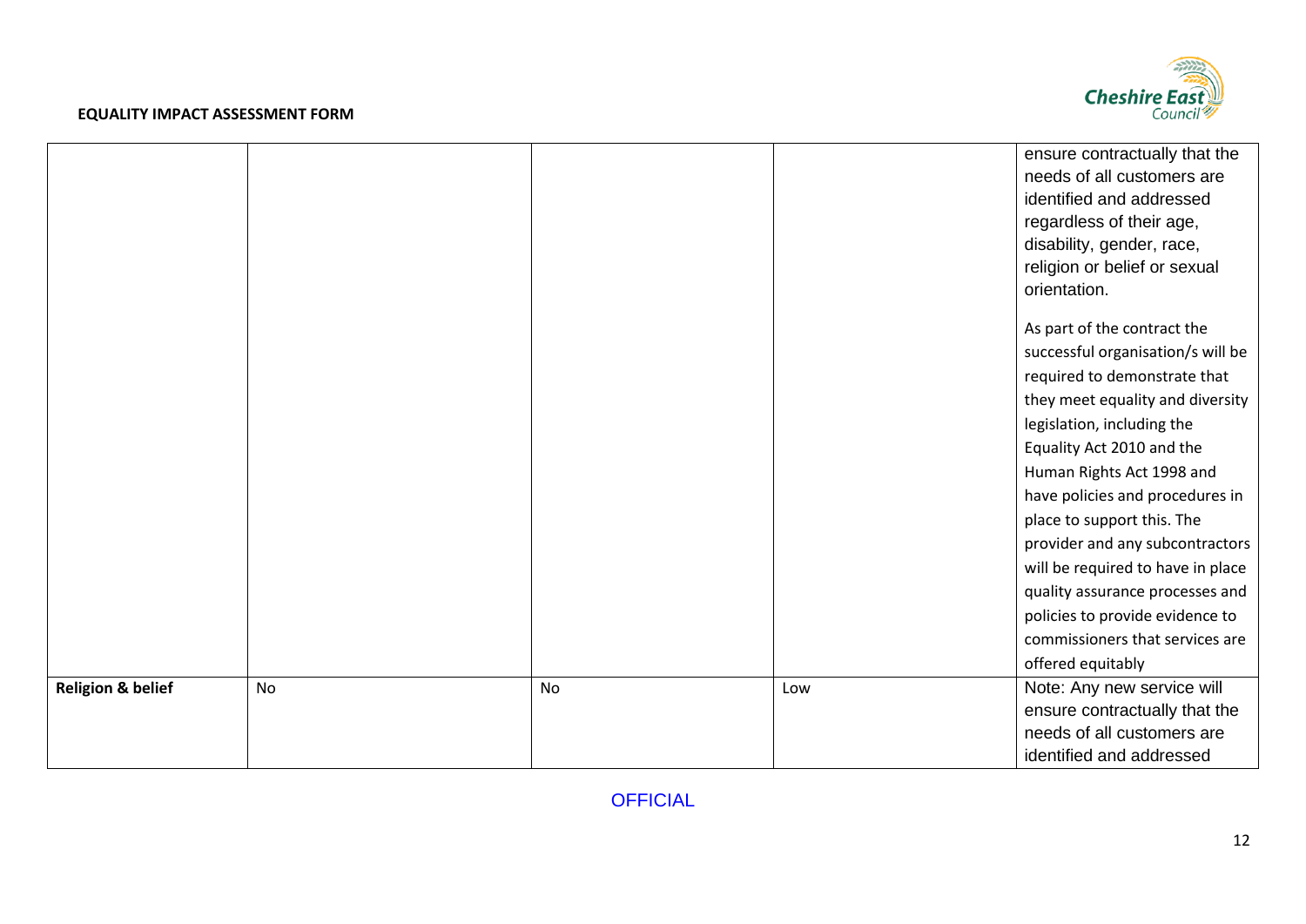| | | | | |
|---|---|---|---|---|
| | | | | ensure contractually that the needs of all customers are identified and addressed regardless of their age, disability, gender, race, religion or belief or sexual orientation.<br><br>As part of the contract the successful organisation/s will be required to demonstrate that they meet equality and diversity legislation, including the Equality Act 2010 and the Human Rights Act 1998 and have policies and procedures in place to support this. The provider and any subcontractors will be required to have in place quality assurance processes and policies to provide evidence to commissioners that services are offered equitably |
| **Religion & belief** | No | No | Low | Note: Any new service will ensure contractually that the needs of all customers are identified and addressed |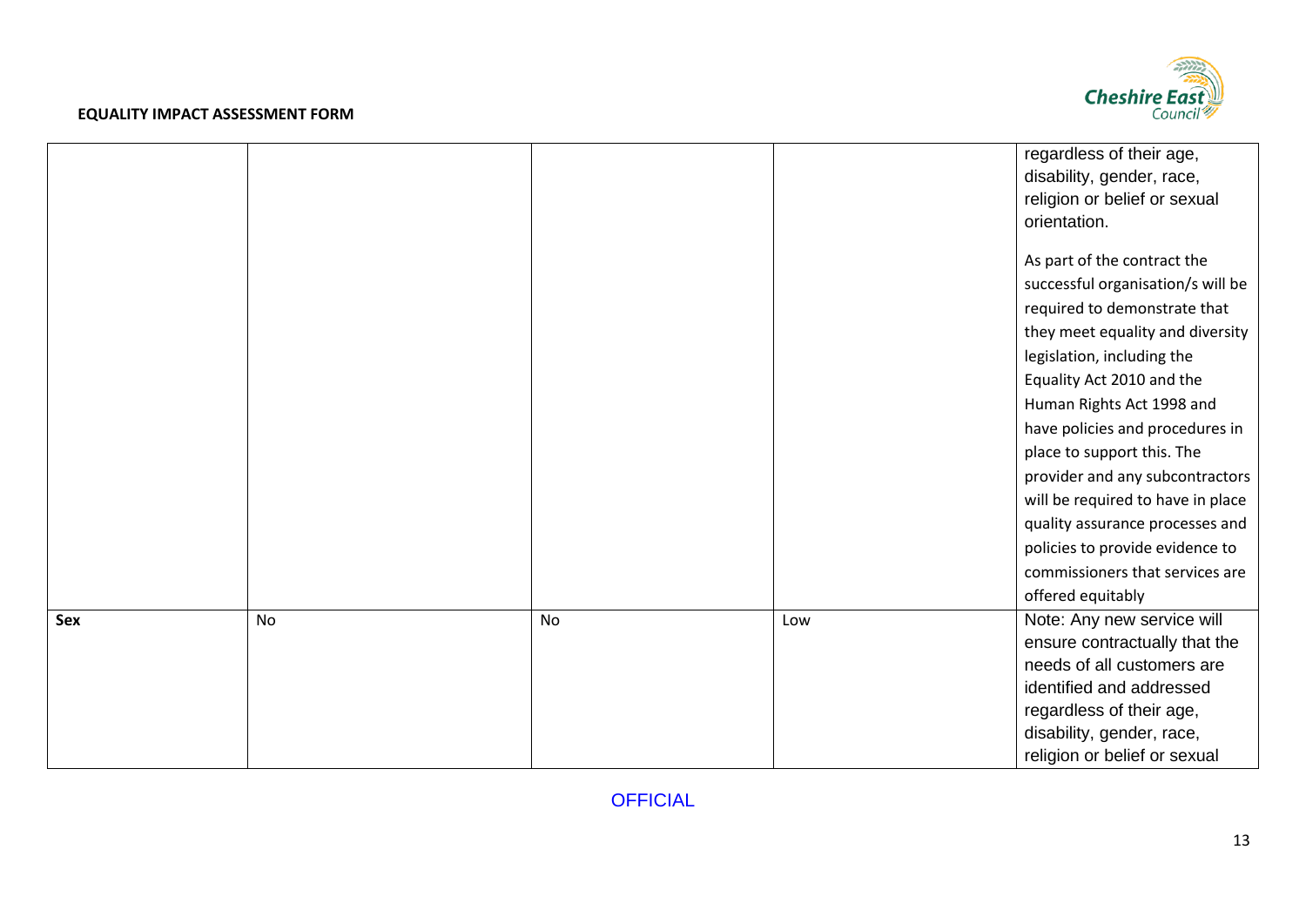| | | | | |
|---|---|---|---|---|
| | | | | regardless of their age, disability, gender, race, religion or belief or sexual orientation.<br><br>As part of the contract the successful organisation/s will be required to demonstrate that they meet equality and diversity legislation, including the Equality Act 2010 and the Human Rights Act 1998 and have policies and procedures in place to support this. The provider and any subcontractors will be required to have in place quality assurance processes and policies to provide evidence to commissioners that services are offered equitably |
| **Sex** | No | No | Low | Note: Any new service will ensure contractually that the needs of all customers are identified and addressed regardless of their age, disability, gender, race, religion or belief or sexual |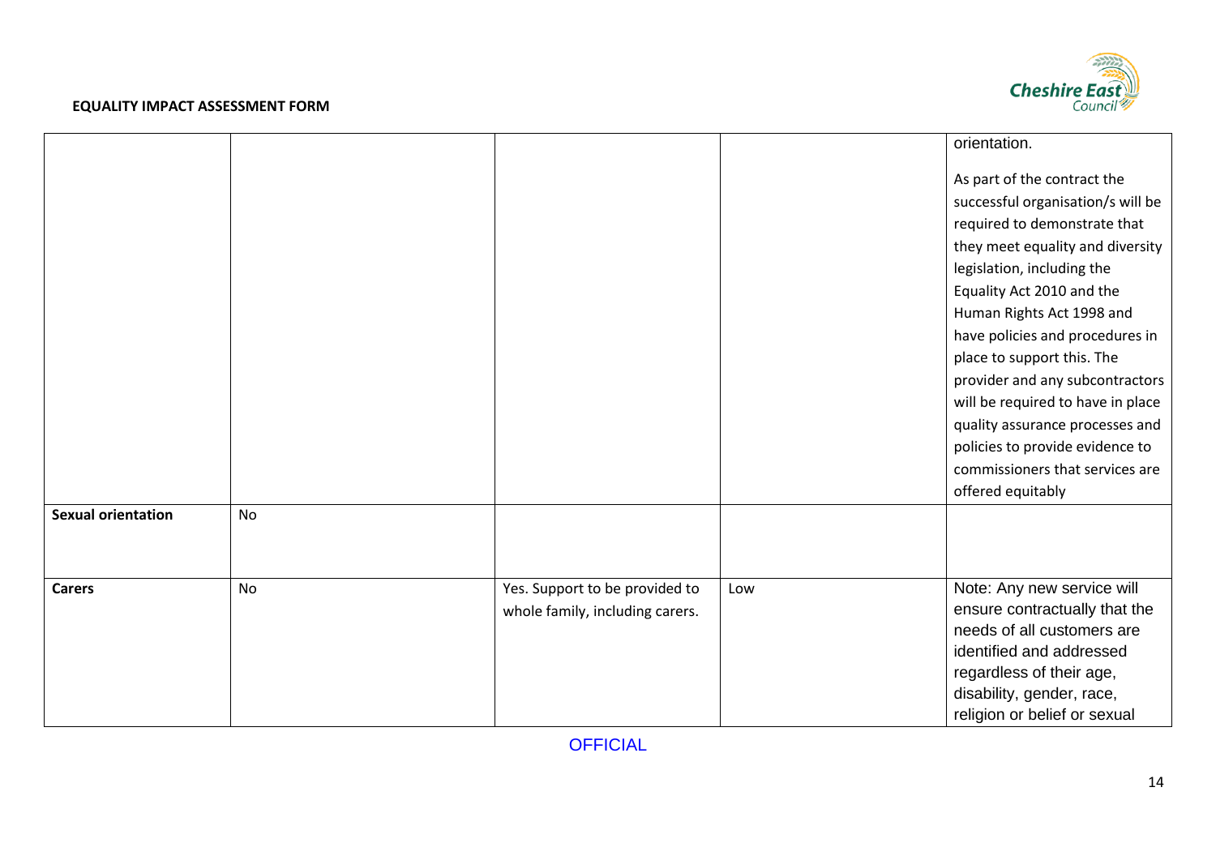**EQUALITY IMPACT ASSESSMENT FORM**

| | | | | |
|---|---|---|---|---|
| | | | | orientation.<br><br>As part of the contract the successful organisation/s will be required to demonstrate that they meet equality and diversity legislation, including the Equality Act 2010 and the Human Rights Act 1998 and have policies and procedures in place to support this. The provider and any subcontractors will be required to have in place quality assurance processes and policies to provide evidence to commissioners that services are offered equitably |
| **Sexual orientation** | No | | | |
| **Carers** | No | Yes. Support to be provided to whole family, including carers. | Low | Note: Any new service will ensure contractually that the needs of all customers are identified and addressed regardless of their age, disability, gender, race, religion or belief or sexual |

OFFICIAL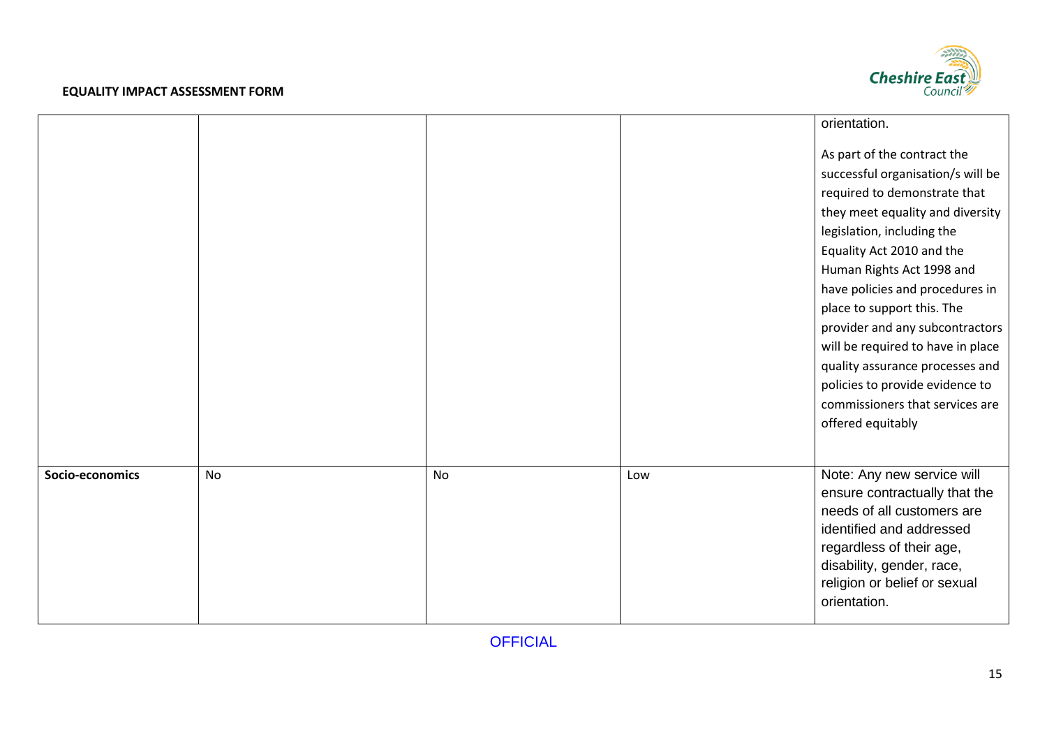**EQUALITY IMPACT ASSESSMENT FORM**

| | | | | |
|---|---|---|---|---|
| | | | | orientation.<br><br>As part of the contract the successful organisation/s will be required to demonstrate that they meet equality and diversity legislation, including the Equality Act 2010 and the Human Rights Act 1998 and have policies and procedures in place to support this. The provider and any subcontractors will be required to have in place quality assurance processes and policies to provide evidence to commissioners that services are offered equitably |
| **Socio-economics** | No | No | Low | Note: Any new service will ensure contractually that the needs of all customers are identified and addressed regardless of their age, disability, gender, race, religion or belief or sexual orientation. |

OFFICIAL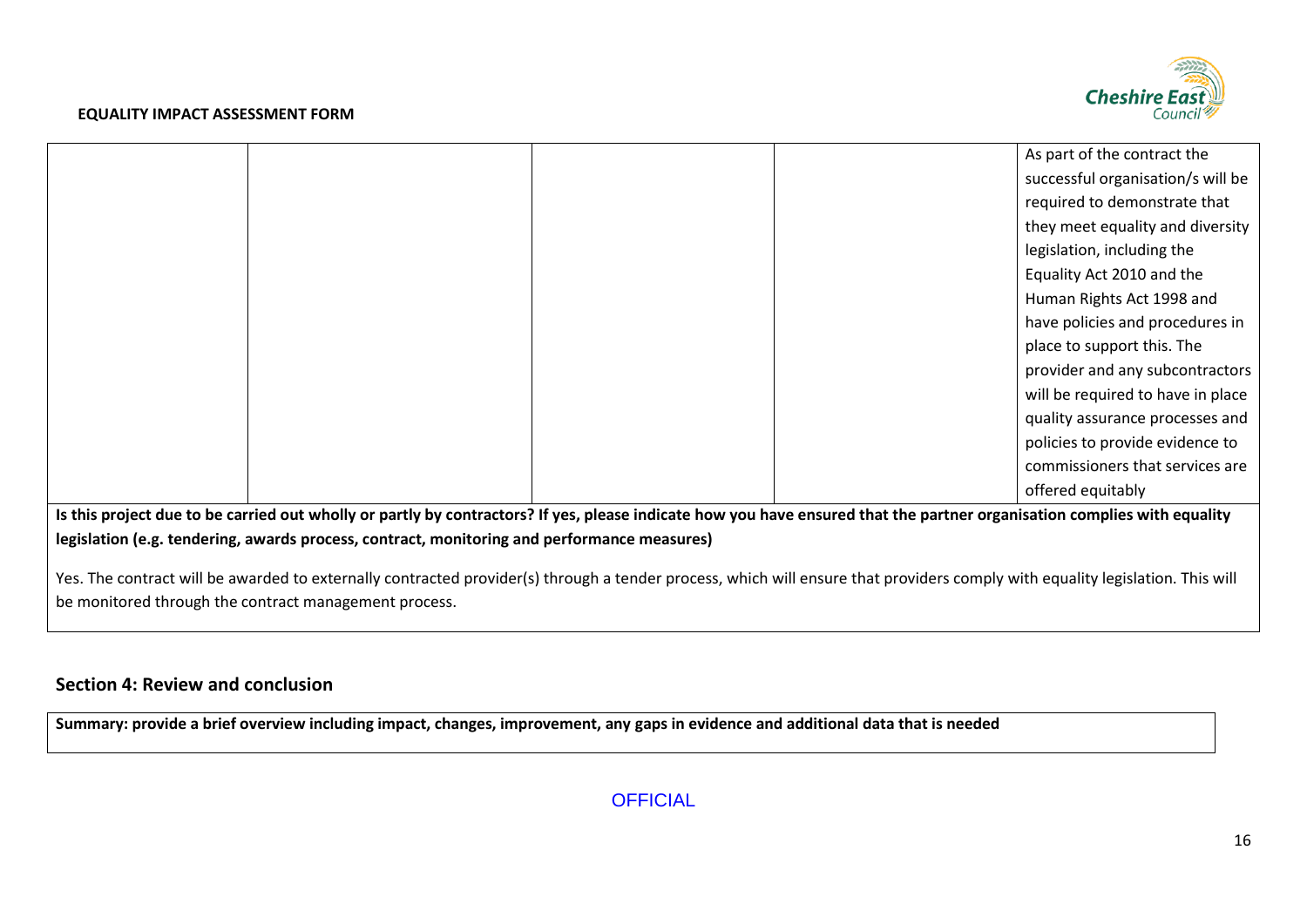| | | | | |
|---|---|---|---|---|
| | | | | As part of the contract the successful organisation/s will be required to demonstrate that they meet equality and diversity legislation, including the Equality Act 2010 and the Human Rights Act 1998 and have policies and procedures in place to support this. The provider and any subcontractors will be required to have in place quality assurance processes and policies to provide evidence to commissioners that services are offered equitably |

**Is this project due to be carried out wholly or partly by contractors? If yes, please indicate how you have ensured that the partner organisation complies with equality legislation (e.g. tendering, awards process, contract, monitoring and performance measures)**

Yes. The contract will be awarded to externally contracted provider(s) through a tender process, which will ensure that providers comply with equality legislation. This will be monitored through the contract management process.

## Section 4: Review and conclusion

**Summary: provide a brief overview including impact, changes, improvement, any gaps in evidence and additional data that is needed**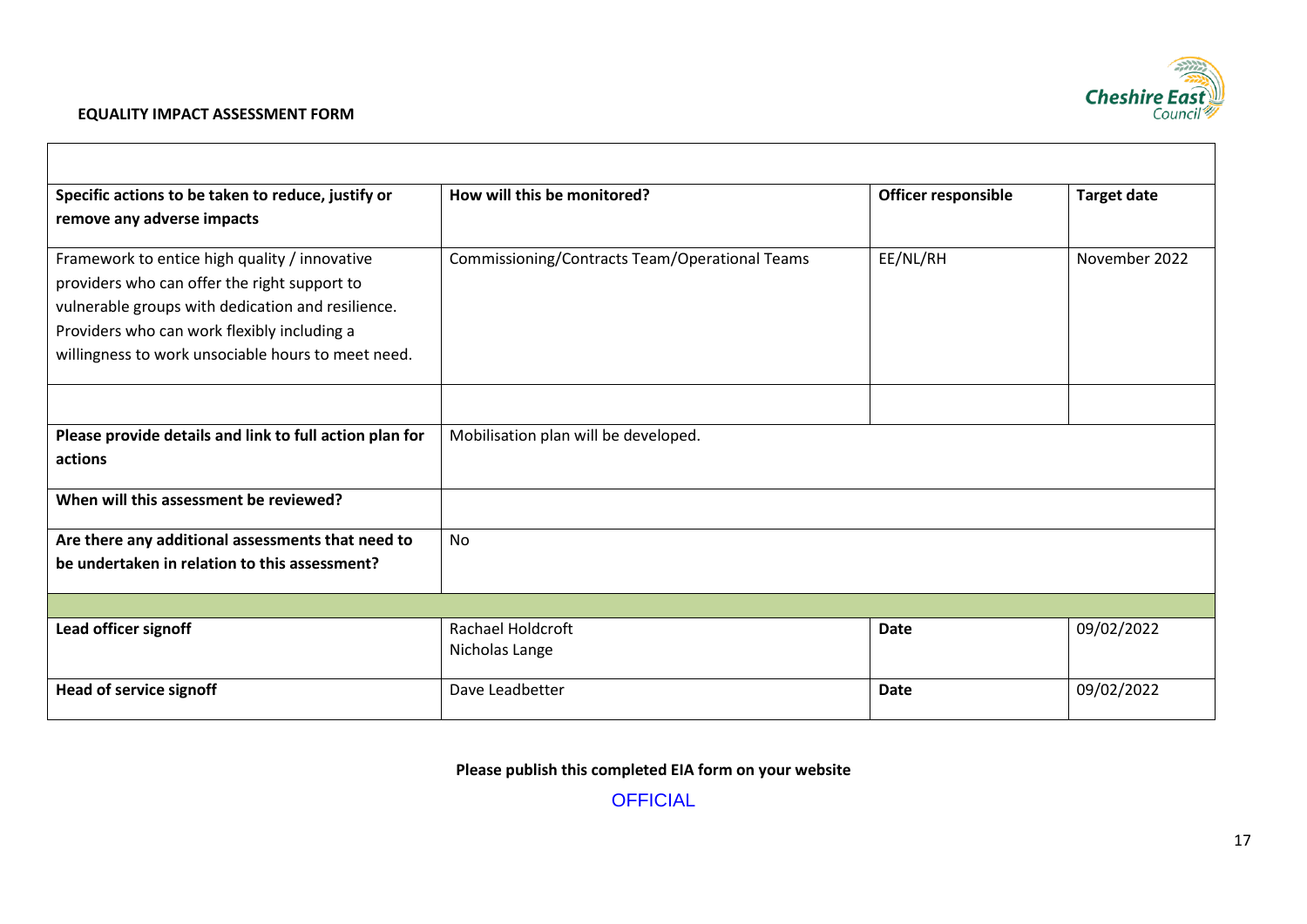**EQUALITY IMPACT ASSESSMENT FORM**

| | | | |
|---|---|---|---|
| **Specific actions to be taken to reduce, justify or remove any adverse impacts** | **How will this be monitored?** | **Officer responsible** | **Target date** |
| Framework to entice high quality / innovative providers who can offer the right support to vulnerable groups with dedication and resilience. Providers who can work flexibly including a willingness to work unsociable hours to meet need. | Commissioning/Contracts Team/Operational Teams | EE/NL/RH | November 2022 |
| | | | |
| **Please provide details and link to full action plan for actions** | Mobilisation plan will be developed. | | |
| **When will this assessment be reviewed?** | | | |
| **Are there any additional assessments that need to be undertaken in relation to this assessment?** | No | | |
| | | | |
| **Lead officer signoff** | Rachael Holdcroft<br>Nicholas Lange | **Date** | 09/02/2022 |
| **Head of service signoff** | Dave Leadbetter | **Date** | 09/02/2022 |

**Please publish this completed EIA form on your website**

OFFICIAL